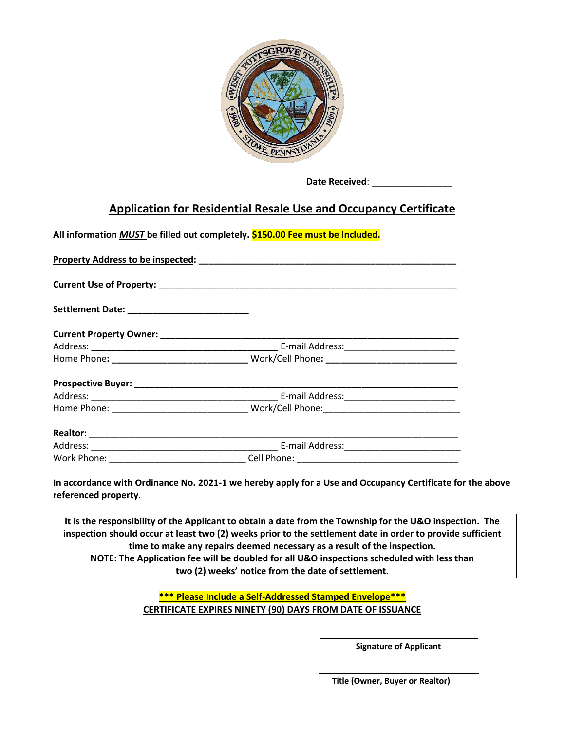**Date Received**: ________________

# Application for Residential Resale Use and Occupancy Certificate

**All information *MUST* be filled out completely. $150.00 Fee must be Included.**

**Property Address to be inspected: ____________________________________________________**

**Current Use of Property: ______________________________________________________________**

**Settlement Date: _________________________**

**Current Property Owner: ______________________________________________________________**

Address: ______________________________________ E-mail Address:______________________

Home Phone**:** ___________________________ Work/Cell Phone**:** ___________________________

**Prospective Buyer: __________________________________________________________________**

Address: ______________________________________ E-mail Address:______________________

Home Phone: ___________________________ Work/Cell Phone:___________________________

**Realtor:** ____________________________________________________________________________

Address: ______________________________________ E-mail Address:______________________

Work Phone: ___________________________ Cell Phone: _________________________________

**In accordance with Ordinance No. 2021-1 we hereby apply for a Use and Occupancy Certificate for the above referenced property**.

**It is the responsibility of the Applicant to obtain a date from the Township for the U&O inspection. The inspection should occur at least two (2) weeks prior to the settlement date in order to provide sufficient time to make any repairs deemed necessary as a result of the inspection.**
**NOTE: The Application fee will be doubled for all U&O inspections scheduled with less than two (2) weeks' notice from the date of settlement.**

**\*\*\* Please Include a Self-Addressed Stamped Envelope\*\*\***

**CERTIFICATE EXPIRES NINETY (90) DAYS FROM DATE OF ISSUANCE**

_______________________________
**Signature of Applicant**

_______________________________
**Title (Owner, Buyer or Realtor)**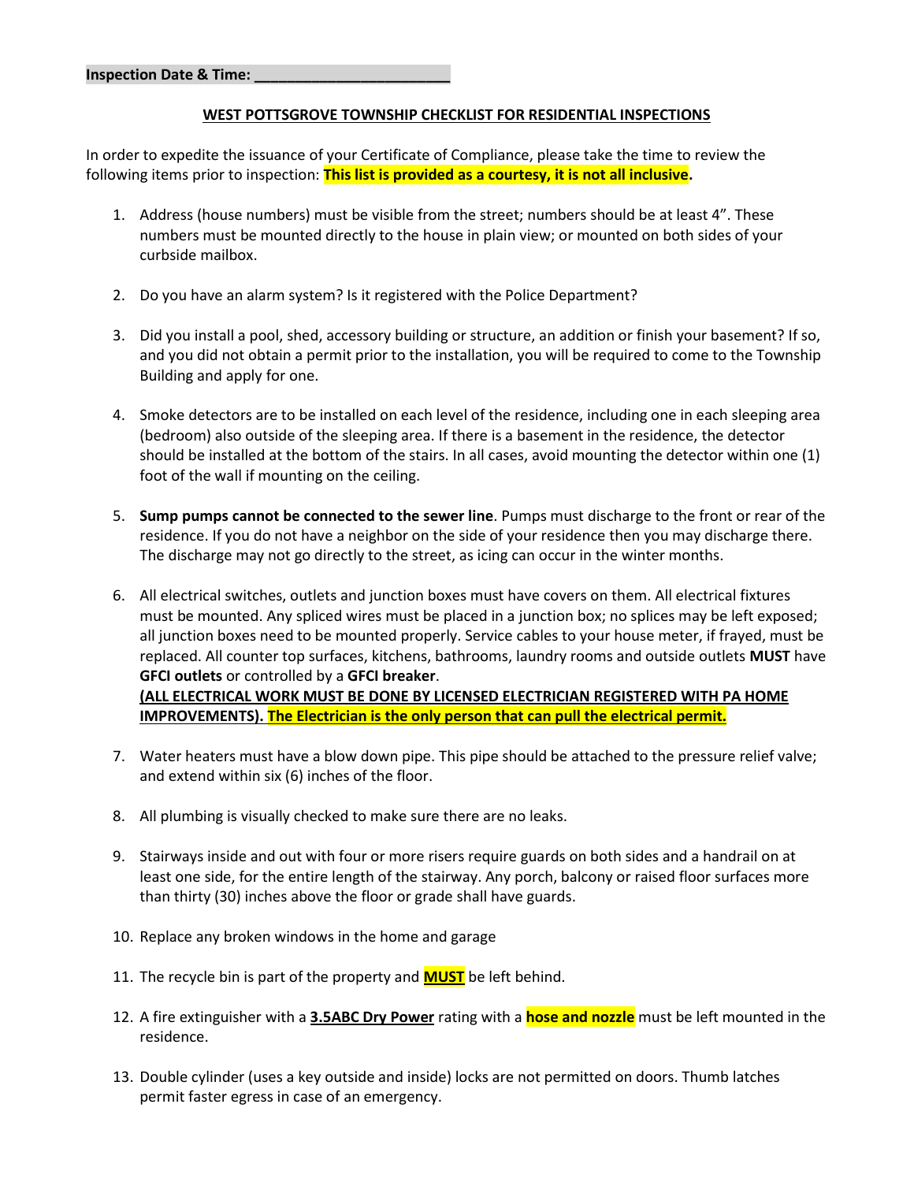**Inspection Date & Time: ________________________**

**WEST POTTSGROVE TOWNSHIP CHECKLIST FOR RESIDENTIAL INSPECTIONS**

In order to expedite the issuance of your Certificate of Compliance, please take the time to review the following items prior to inspection: **This list is provided as a courtesy, it is not all inclusive.**

1. Address (house numbers) must be visible from the street; numbers should be at least 4". These numbers must be mounted directly to the house in plain view; or mounted on both sides of your curbside mailbox.

2. Do you have an alarm system? Is it registered with the Police Department?

3. Did you install a pool, shed, accessory building or structure, an addition or finish your basement? If so, and you did not obtain a permit prior to the installation, you will be required to come to the Township Building and apply for one.

4. Smoke detectors are to be installed on each level of the residence, including one in each sleeping area (bedroom) also outside of the sleeping area. If there is a basement in the residence, the detector should be installed at the bottom of the stairs. In all cases, avoid mounting the detector within one (1) foot of the wall if mounting on the ceiling.

5. **Sump pumps cannot be connected to the sewer line**. Pumps must discharge to the front or rear of the residence. If you do not have a neighbor on the side of your residence then you may discharge there. The discharge may not go directly to the street, as icing can occur in the winter months.

6. All electrical switches, outlets and junction boxes must have covers on them. All electrical fixtures must be mounted. Any spliced wires must be placed in a junction box; no splices may be left exposed; all junction boxes need to be mounted properly. Service cables to your house meter, if frayed, must be replaced. All counter top surfaces, kitchens, bathrooms, laundry rooms and outside outlets **MUST** have **GFCI outlets** or controlled by a **GFCI breaker**.
   **(ALL ELECTRICAL WORK MUST BE DONE BY LICENSED ELECTRICIAN REGISTERED WITH PA HOME IMPROVEMENTS). The Electrician is the only person that can pull the electrical permit.**

7. Water heaters must have a blow down pipe. This pipe should be attached to the pressure relief valve; and extend within six (6) inches of the floor.

8. All plumbing is visually checked to make sure there are no leaks.

9. Stairways inside and out with four or more risers require guards on both sides and a handrail on at least one side, for the entire length of the stairway. Any porch, balcony or raised floor surfaces more than thirty (30) inches above the floor or grade shall have guards.

10. Replace any broken windows in the home and garage

11. The recycle bin is part of the property and **MUST** be left behind.

12. A fire extinguisher with a **3.5ABC Dry Power** rating with a **hose and nozzle** must be left mounted in the residence.

13. Double cylinder (uses a key outside and inside) locks are not permitted on doors. Thumb latches permit faster egress in case of an emergency.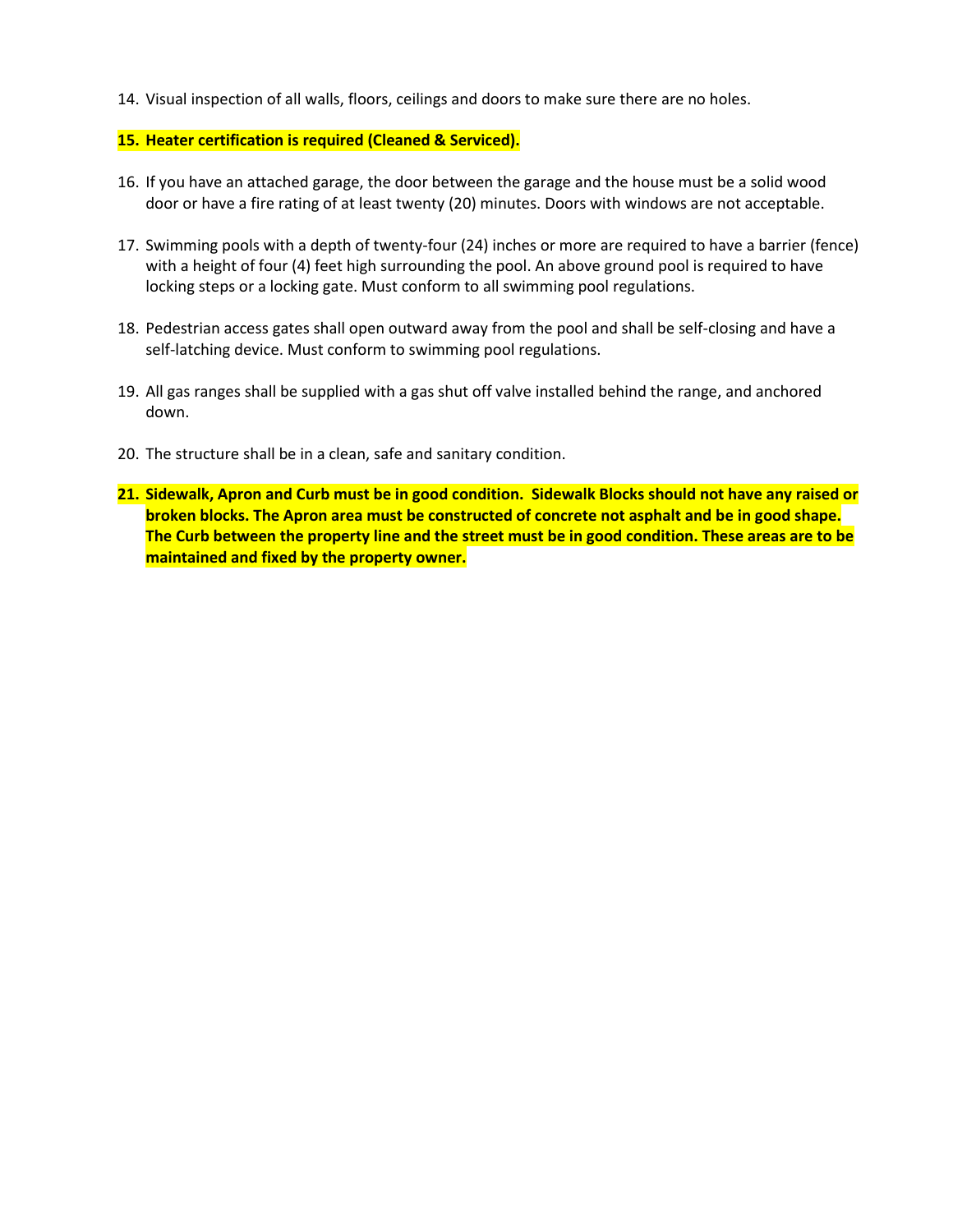14. Visual inspection of all walls, floors, ceilings and doors to make sure there are no holes.

15. **Heater certification is required (Cleaned & Serviced).**

16. If you have an attached garage, the door between the garage and the house must be a solid wood door or have a fire rating of at least twenty (20) minutes. Doors with windows are not acceptable.

17. Swimming pools with a depth of twenty-four (24) inches or more are required to have a barrier (fence) with a height of four (4) feet high surrounding the pool. An above ground pool is required to have locking steps or a locking gate. Must conform to all swimming pool regulations.

18. Pedestrian access gates shall open outward away from the pool and shall be self-closing and have a self-latching device. Must conform to swimming pool regulations.

19. All gas ranges shall be supplied with a gas shut off valve installed behind the range, and anchored down.

20. The structure shall be in a clean, safe and sanitary condition.

21. **Sidewalk, Apron and Curb must be in good condition. Sidewalk Blocks should not have any raised or broken blocks. The Apron area must be constructed of concrete not asphalt and be in good shape. The Curb between the property line and the street must be in good condition. These areas are to be maintained and fixed by the property owner.**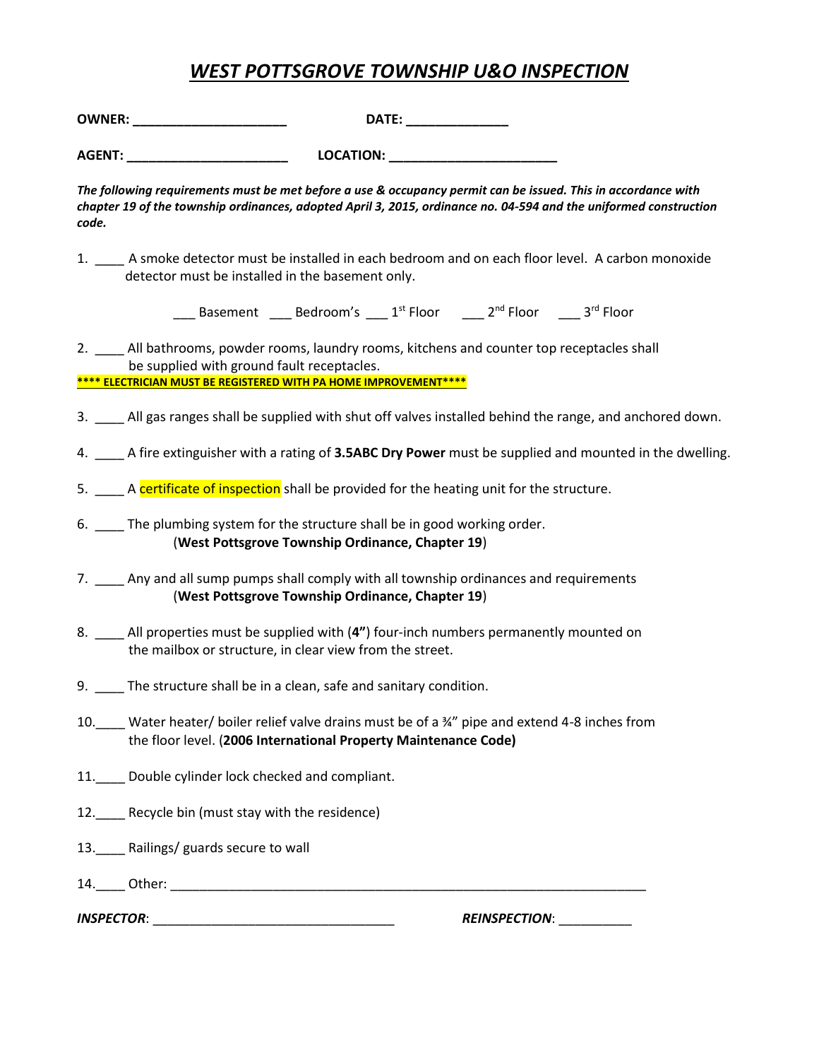# ***WEST POTTSGROVE TOWNSHIP U&O INSPECTION***

**OWNER:** ____________________ **DATE:** _____________

**AGENT:** _____________________ **LOCATION:** ______________________

***The following requirements must be met before a use & occupancy permit can be issued. This in accordance with chapter 19 of the township ordinances, adopted April 3, 2015, ordinance no. 04-594 and the uniformed construction code.***

1. ____ A smoke detector must be installed in each bedroom and on each floor level. A carbon monoxide detector must be installed in the basement only.

   ___ Basement ___ Bedroom's ___ 1st Floor ___ 2nd Floor ___ 3rd Floor

2. ____ All bathrooms, powder rooms, laundry rooms, kitchens and counter top receptacles shall be supplied with ground fault receptacles.
   **\*\*\*\* ELECTRICIAN MUST BE REGISTERED WITH PA HOME IMPROVEMENT\*\*\*\***

3. ____ All gas ranges shall be supplied with shut off valves installed behind the range, and anchored down.

4. ____ A fire extinguisher with a rating of **3.5ABC Dry Power** must be supplied and mounted in the dwelling.

5. ____ A certificate of inspection shall be provided for the heating unit for the structure.

6. ____ The plumbing system for the structure shall be in good working order.
   (**West Pottsgrove Township Ordinance, Chapter 19**)

7. ____ Any and all sump pumps shall comply with all township ordinances and requirements
   (**West Pottsgrove Township Ordinance, Chapter 19**)

8. ____ All properties must be supplied with (**4"**) four-inch numbers permanently mounted on the mailbox or structure, in clear view from the street.

9. ____ The structure shall be in a clean, safe and sanitary condition.

10. ____ Water heater/ boiler relief valve drains must be of a ¾" pipe and extend 4-8 inches from the floor level. (**2006 International Property Maintenance Code)**

11. ____ Double cylinder lock checked and compliant.

12. ____ Recycle bin (must stay with the residence)

13. ____ Railings/ guards secure to wall

14. ____ Other: ____________________________________________________________

***INSPECTOR***: ________________________________ ***REINSPECTION***: __________